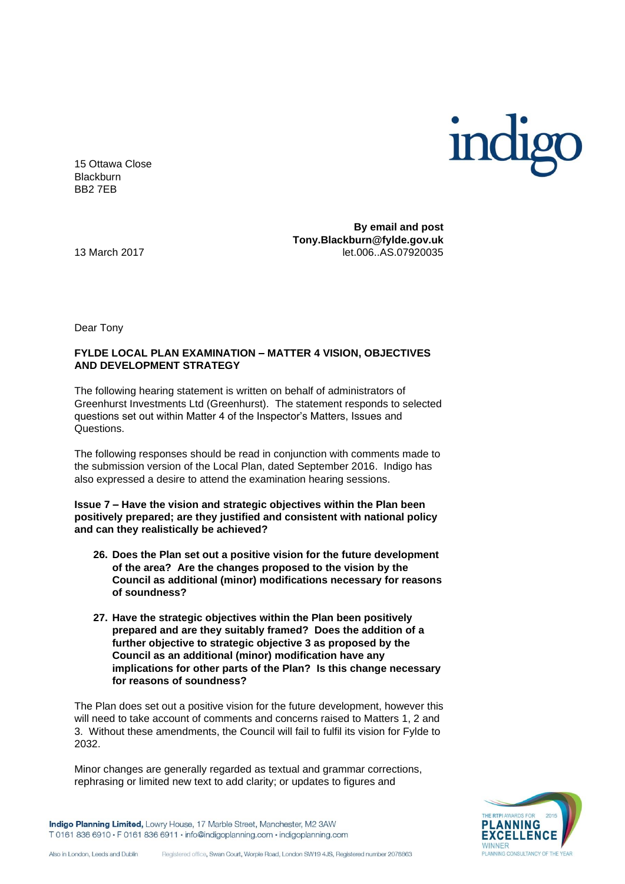15 Ottawa Close
Blackburn
BB2 7EB

**By email and post**
**Tony.Blackburn@fylde.gov.uk**
let.006..AS.07920035

13 March 2017

Dear Tony

**FYLDE LOCAL PLAN EXAMINATION – MATTER 4 VISION, OBJECTIVES AND DEVELOPMENT STRATEGY**

The following hearing statement is written on behalf of administrators of Greenhurst Investments Ltd (Greenhurst). The statement responds to selected questions set out within Matter 4 of the Inspector's Matters, Issues and Questions.

The following responses should be read in conjunction with comments made to the submission version of the Local Plan, dated September 2016. Indigo has also expressed a desire to attend the examination hearing sessions.

**Issue 7 – Have the vision and strategic objectives within the Plan been positively prepared; are they justified and consistent with national policy and can they realistically be achieved?**

26. **Does the Plan set out a positive vision for the future development of the area? Are the changes proposed to the vision by the Council as additional (minor) modifications necessary for reasons of soundness?**

27. **Have the strategic objectives within the Plan been positively prepared and are they suitably framed? Does the addition of a further objective to strategic objective 3 as proposed by the Council as an additional (minor) modification have any implications for other parts of the Plan? Is this change necessary for reasons of soundness?**

The Plan does set out a positive vision for the future development, however this will need to take account of comments and concerns raised to Matters 1, 2 and 3. Without these amendments, the Council will fail to fulfil its vision for Fylde to 2032.

Minor changes are generally regarded as textual and grammar corrections, rephrasing or limited new text to add clarity; or updates to figures and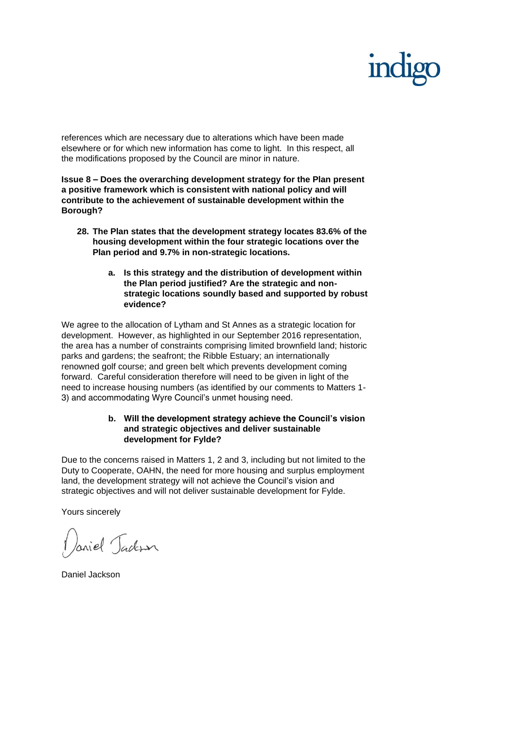references which are necessary due to alterations which have been made elsewhere or for which new information has come to light. In this respect, all the modifications proposed by the Council are minor in nature.

**Issue 8 – Does the overarching development strategy for the Plan present a positive framework which is consistent with national policy and will contribute to the achievement of sustainable development within the Borough?**

**28. The Plan states that the development strategy locates 83.6% of the housing development within the four strategic locations over the Plan period and 9.7% in non-strategic locations.**

> **a. Is this strategy and the distribution of development within the Plan period justified? Are the strategic and non-strategic locations soundly based and supported by robust evidence?**

We agree to the allocation of Lytham and St Annes as a strategic location for development. However, as highlighted in our September 2016 representation, the area has a number of constraints comprising limited brownfield land; historic parks and gardens; the seafront; the Ribble Estuary; an internationally renowned golf course; and green belt which prevents development coming forward. Careful consideration therefore will need to be given in light of the need to increase housing numbers (as identified by our comments to Matters 1-3) and accommodating Wyre Council's unmet housing need.

> **b. Will the development strategy achieve the Council's vision and strategic objectives and deliver sustainable development for Fylde?**

Due to the concerns raised in Matters 1, 2 and 3, including but not limited to the Duty to Cooperate, OAHN, the need for more housing and surplus employment land, the development strategy will not achieve the Council's vision and strategic objectives and will not deliver sustainable development for Fylde.

Yours sincerely

Daniel Jackson

Daniel Jackson